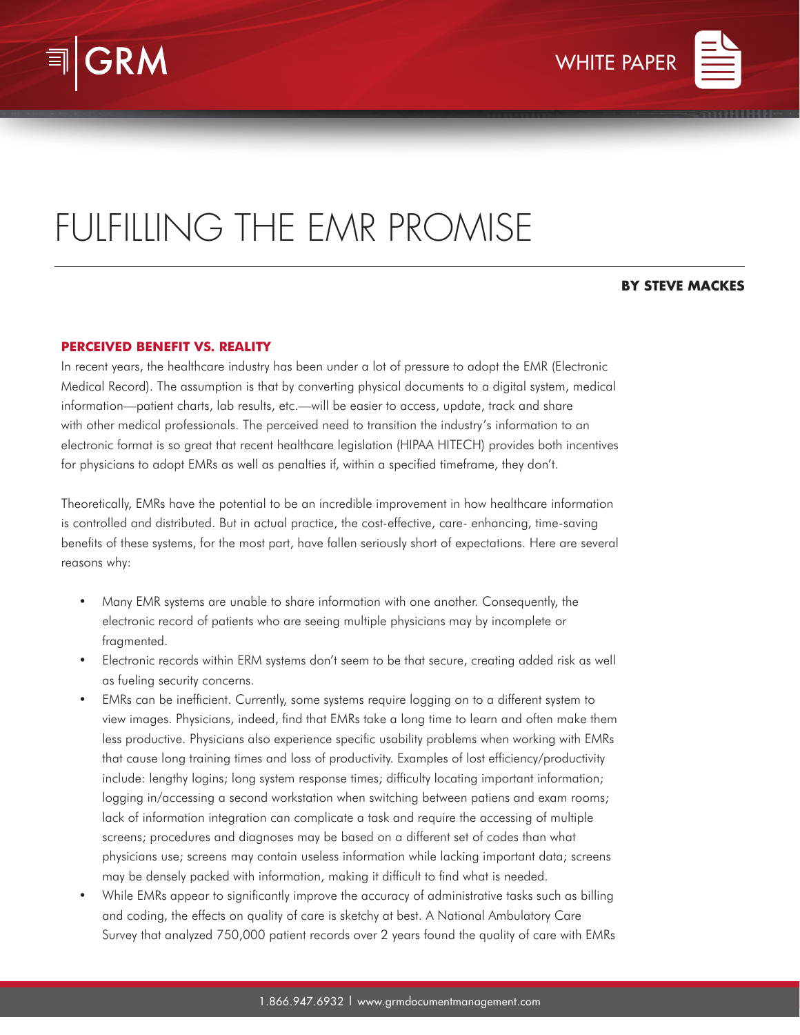# FULFILLING THE EMR PROMISE

**BY STEVE MACKES**

## PERCEIVED BENEFIT VS. REALITY

In recent years, the healthcare industry has been under a lot of pressure to adopt the EMR (Electronic Medical Record). The assumption is that by converting physical documents to a digital system, medical information—patient charts, lab results, etc.—will be easier to access, update, track and share with other medical professionals. The perceived need to transition the industry's information to an electronic format is so great that recent healthcare legislation (HIPAA HITECH) provides both incentives for physicians to adopt EMRs as well as penalties if, within a specified timeframe, they don't.

Theoretically, EMRs have the potential to be an incredible improvement in how healthcare information is controlled and distributed. But in actual practice, the cost-effective, care- enhancing, time-saving benefits of these systems, for the most part, have fallen seriously short of expectations. Here are several reasons why:

- Many EMR systems are unable to share information with one another. Consequently, the electronic record of patients who are seeing multiple physicians may by incomplete or fragmented.
- Electronic records within ERM systems don't seem to be that secure, creating added risk as well as fueling security concerns.
- EMRs can be inefficient. Currently, some systems require logging on to a different system to view images. Physicians, indeed, find that EMRs take a long time to learn and often make them less productive. Physicians also experience specific usability problems when working with EMRs that cause long training times and loss of productivity. Examples of lost efficiency/productivity include: lengthy logins; long system response times; difficulty locating important information; logging in/accessing a second workstation when switching between patiens and exam rooms; lack of information integration can complicate a task and require the accessing of multiple screens; procedures and diagnoses may be based on a different set of codes than what physicians use; screens may contain useless information while lacking important data; screens may be densely packed with information, making it difficult to find what is needed.
- While EMRs appear to significantly improve the accuracy of administrative tasks such as billing and coding, the effects on quality of care is sketchy at best. A National Ambulatory Care Survey that analyzed 750,000 patient records over 2 years found the quality of care with EMRs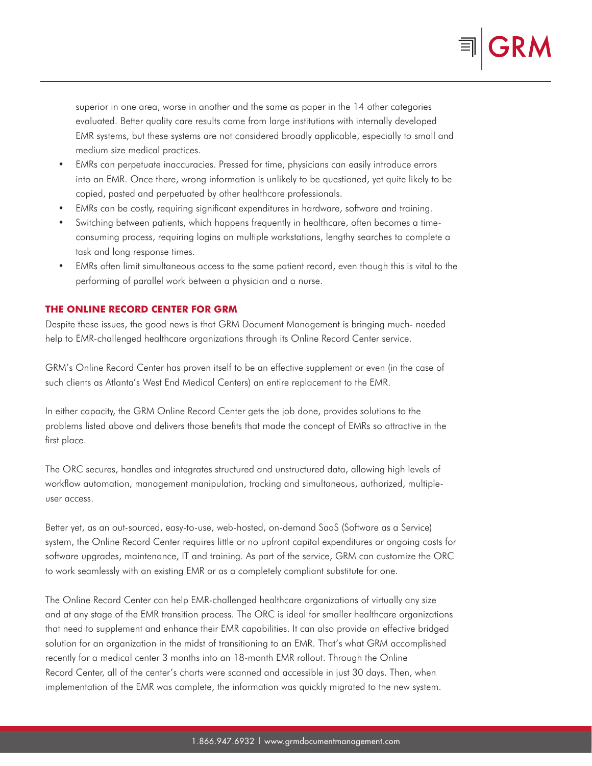superior in one area, worse in another and the same as paper in the 14 other categories evaluated. Better quality care results come from large institutions with internally developed EMR systems, but these systems are not considered broadly applicable, especially to small and medium size medical practices.

- EMRs can perpetuate inaccuracies. Pressed for time, physicians can easily introduce errors into an EMR. Once there, wrong information is unlikely to be questioned, yet quite likely to be copied, pasted and perpetuated by other healthcare professionals.
- EMRs can be costly, requiring significant expenditures in hardware, software and training.
- Switching between patients, which happens frequently in healthcare, often becomes a time-consuming process, requiring logins on multiple workstations, lengthy searches to complete a task and long response times.
- EMRs often limit simultaneous access to the same patient record, even though this is vital to the performing of parallel work between a physician and a nurse.

## THE ONLINE RECORD CENTER FOR GRM

Despite these issues, the good news is that GRM Document Management is bringing much- needed help to EMR-challenged healthcare organizations through its Online Record Center service.

GRM's Online Record Center has proven itself to be an effective supplement or even (in the case of such clients as Atlanta's West End Medical Centers) an entire replacement to the EMR.

In either capacity, the GRM Online Record Center gets the job done, provides solutions to the problems listed above and delivers those benefits that made the concept of EMRs so attractive in the first place.

The ORC secures, handles and integrates structured and unstructured data, allowing high levels of workflow automation, management manipulation, tracking and simultaneous, authorized, multiple-user access.

Better yet, as an out-sourced, easy-to-use, web-hosted, on-demand SaaS (Software as a Service) system, the Online Record Center requires little or no upfront capital expenditures or ongoing costs for software upgrades, maintenance, IT and training. As part of the service, GRM can customize the ORC to work seamlessly with an existing EMR or as a completely compliant substitute for one.

The Online Record Center can help EMR-challenged healthcare organizations of virtually any size and at any stage of the EMR transition process. The ORC is ideal for smaller healthcare organizations that need to supplement and enhance their EMR capabilities. It can also provide an effective bridged solution for an organization in the midst of transitioning to an EMR. That's what GRM accomplished recently for a medical center 3 months into an 18-month EMR rollout. Through the Online Record Center, all of the center's charts were scanned and accessible in just 30 days. Then, when implementation of the EMR was complete, the information was quickly migrated to the new system.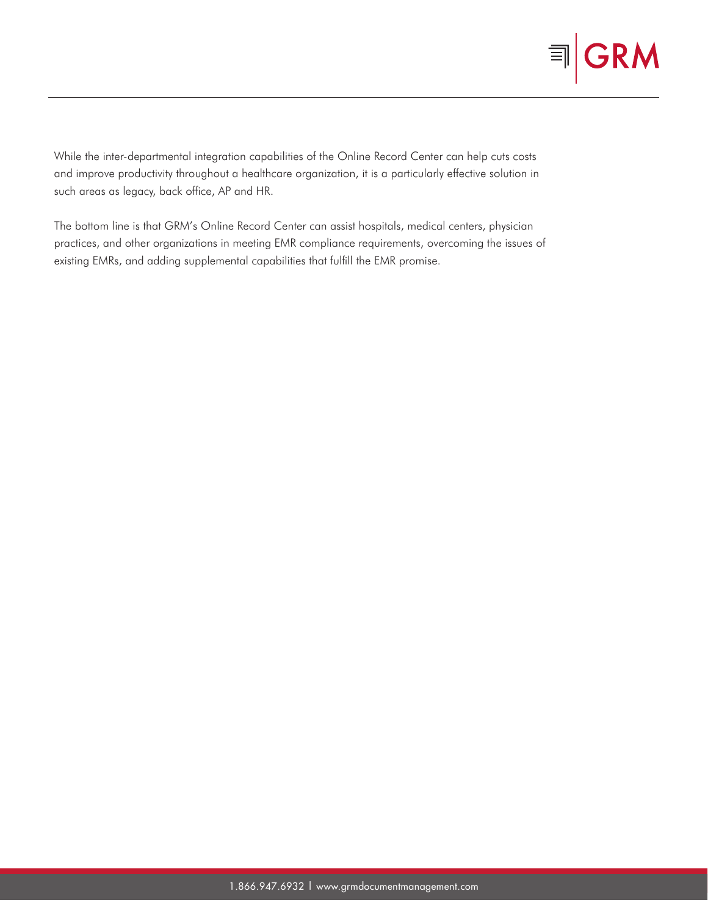While the inter-departmental integration capabilities of the Online Record Center can help cuts costs and improve productivity throughout a healthcare organization, it is a particularly effective solution in such areas as legacy, back office, AP and HR.

The bottom line is that GRM's Online Record Center can assist hospitals, medical centers, physician practices, and other organizations in meeting EMR compliance requirements, overcoming the issues of existing EMRs, and adding supplemental capabilities that fulfill the EMR promise.